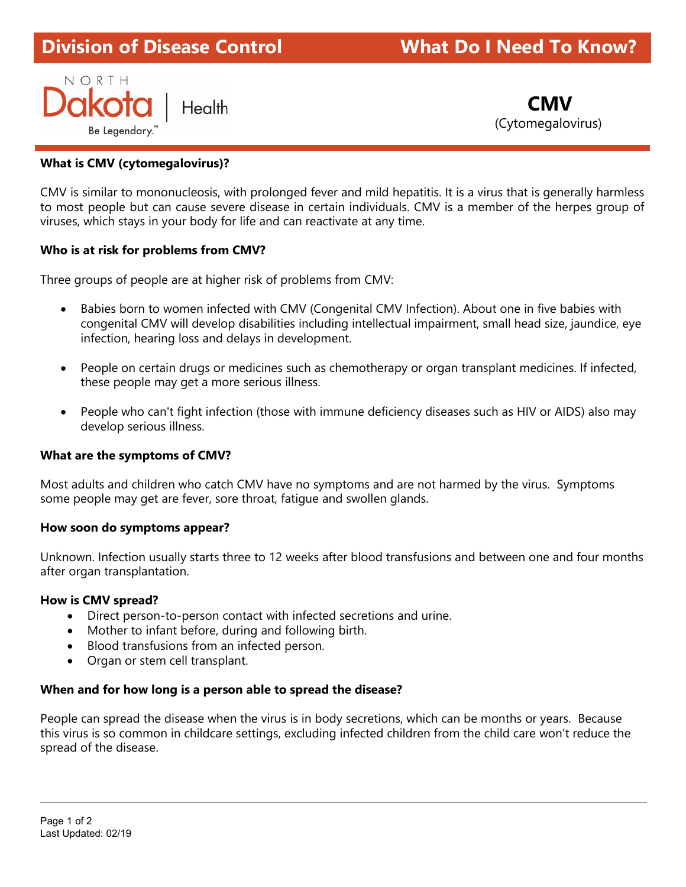# Division of Disease Control — What Do I Need To Know?

North Dakota | Health
Be Legendary.™

## CMV
(Cytomegalovirus)

**What is CMV (cytomegalovirus)?**

CMV is similar to mononucleosis, with prolonged fever and mild hepatitis. It is a virus that is generally harmless to most people but can cause severe disease in certain individuals. CMV is a member of the herpes group of viruses, which stays in your body for life and can reactivate at any time.

**Who is at risk for problems from CMV?**

Three groups of people are at higher risk of problems from CMV:

- Babies born to women infected with CMV (Congenital CMV Infection). About one in five babies with congenital CMV will develop disabilities including intellectual impairment, small head size, jaundice, eye infection, hearing loss and delays in development.
- People on certain drugs or medicines such as chemotherapy or organ transplant medicines. If infected, these people may get a more serious illness.
- People who can't fight infection (those with immune deficiency diseases such as HIV or AIDS) also may develop serious illness.

**What are the symptoms of CMV?**

Most adults and children who catch CMV have no symptoms and are not harmed by the virus. Symptoms some people may get are fever, sore throat, fatigue and swollen glands.

**How soon do symptoms appear?**

Unknown. Infection usually starts three to 12 weeks after blood transfusions and between one and four months after organ transplantation.

**How is CMV spread?**

- Direct person-to-person contact with infected secretions and urine.
- Mother to infant before, during and following birth.
- Blood transfusions from an infected person.
- Organ or stem cell transplant.

**When and for how long is a person able to spread the disease?**

People can spread the disease when the virus is in body secretions, which can be months or years. Because this virus is so common in childcare settings, excluding infected children from the child care won't reduce the spread of the disease.

Last Updated: 02/19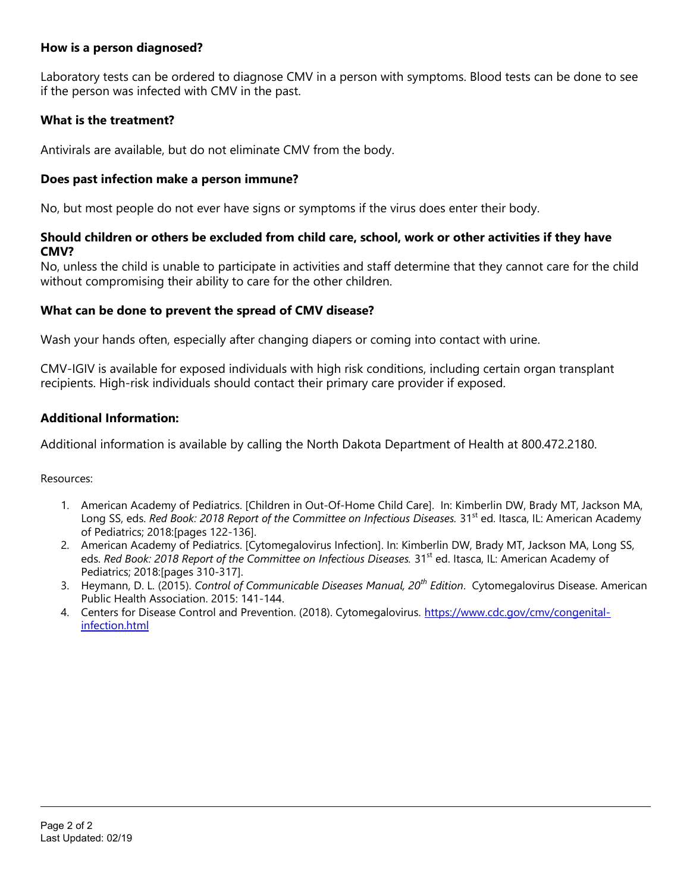### How is a person diagnosed?

Laboratory tests can be ordered to diagnose CMV in a person with symptoms. Blood tests can be done to see if the person was infected with CMV in the past.

### What is the treatment?

Antivirals are available, but do not eliminate CMV from the body.

### Does past infection make a person immune?

No, but most people do not ever have signs or symptoms if the virus does enter their body.

### Should children or others be excluded from child care, school, work or other activities if they have CMV?

No, unless the child is unable to participate in activities and staff determine that they cannot care for the child without compromising their ability to care for the other children.

### What can be done to prevent the spread of CMV disease?

Wash your hands often, especially after changing diapers or coming into contact with urine.

CMV-IGIV is available for exposed individuals with high risk conditions, including certain organ transplant recipients. High-risk individuals should contact their primary care provider if exposed.

### Additional Information:

Additional information is available by calling the North Dakota Department of Health at 800.472.2180.

Resources:

1. American Academy of Pediatrics. [Children in Out-Of-Home Child Care]. In: Kimberlin DW, Brady MT, Jackson MA, Long SS, eds. *Red Book: 2018 Report of the Committee on Infectious Diseases.* 31st ed. Itasca, IL: American Academy of Pediatrics; 2018:[pages 122-136].
2. American Academy of Pediatrics. [Cytomegalovirus Infection]. In: Kimberlin DW, Brady MT, Jackson MA, Long SS, eds. *Red Book: 2018 Report of the Committee on Infectious Diseases.* 31st ed. Itasca, IL: American Academy of Pediatrics; 2018:[pages 310-317].
3. Heymann, D. L. (2015). *Control of Communicable Diseases Manual, 20th Edition*. Cytomegalovirus Disease. American Public Health Association. 2015: 141-144.
4. Centers for Disease Control and Prevention. (2018). Cytomegalovirus. [https://www.cdc.gov/cmv/congenital-infection.html](https://www.cdc.gov/cmv/congenital-infection.html)

Last Updated: 02/19